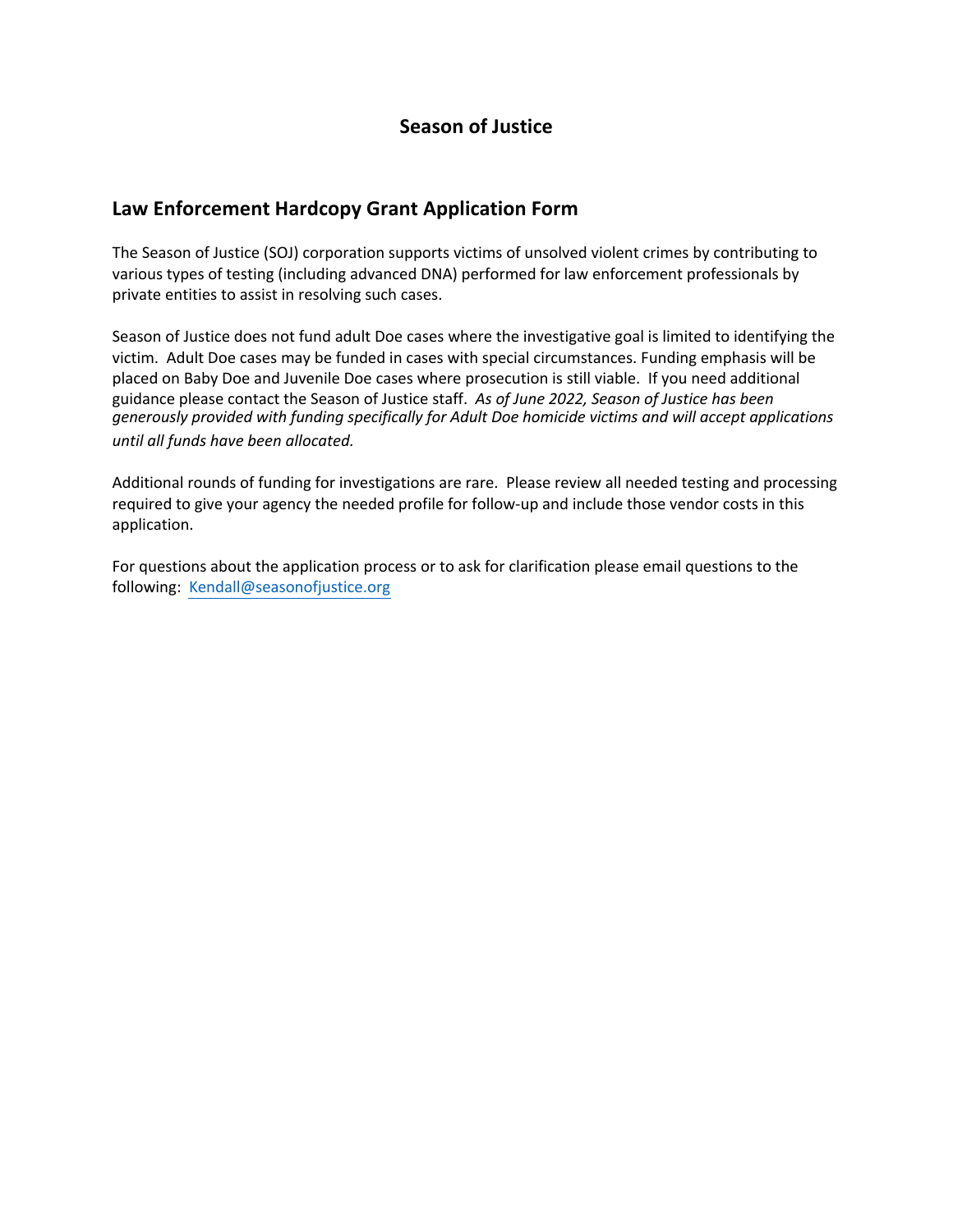# Season of Justice

## Law Enforcement Hardcopy Grant Application Form

The Season of Justice (SOJ) corporation supports victims of unsolved violent crimes by contributing to various types of testing (including advanced DNA) performed for law enforcement professionals by private entities to assist in resolving such cases.

Season of Justice does not fund adult Doe cases where the investigative goal is limited to identifying the victim. Adult Doe cases may be funded in cases with special circumstances. Funding emphasis will be placed on Baby Doe and Juvenile Doe cases where prosecution is still viable. If you need additional guidance please contact the Season of Justice staff. *As of June 2022, Season of Justice has been generously provided with funding specifically for Adult Doe homicide victims and will accept applications until all funds have been allocated.*

Additional rounds of funding for investigations are rare. Please review all needed testing and processing required to give your agency the needed profile for follow-up and include those vendor costs in this application.

For questions about the application process or to ask for clarification please email questions to the following: Kendall@seasonofjustice.org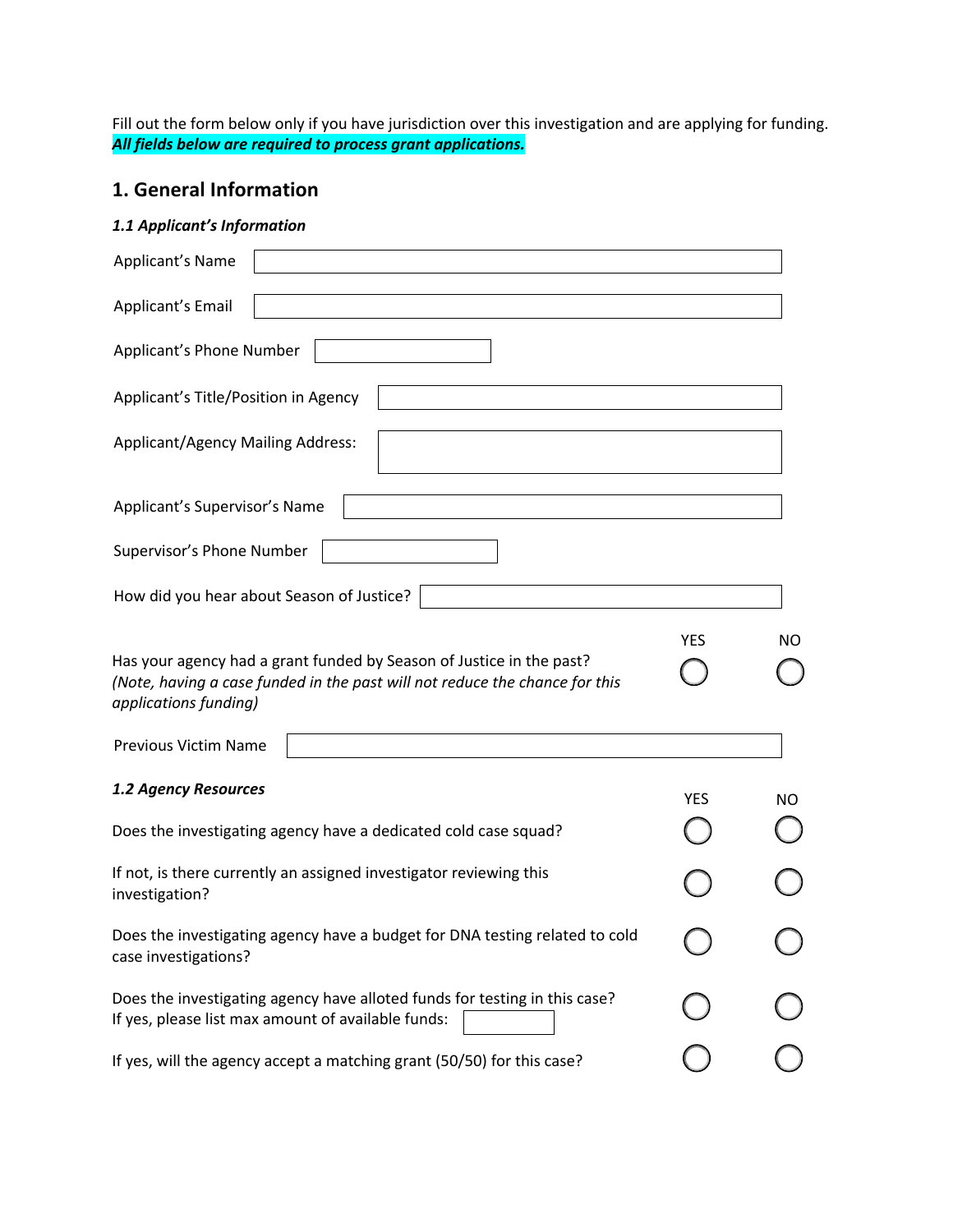Fill out the form below only if you have jurisdiction over this investigation and are applying for funding.
***All fields below are required to process grant applications.***

## 1. General Information

### *1.1 Applicant's Information*

Applicant's Name

Applicant's Email

Applicant's Phone Number

Applicant's Title/Position in Agency

Applicant/Agency Mailing Address:

Applicant's Supervisor's Name

Supervisor's Phone Number

How did you hear about Season of Justice?

| | YES | NO |
|---|---|---|
| Has your agency had a grant funded by Season of Justice in the past? *(Note, having a case funded in the past will not reduce the chance for this applications funding)* | ◯ | ◯ |

Previous Victim Name

### *1.2 Agency Resources*

| | YES | NO |
|---|---|---|
| Does the investigating agency have a dedicated cold case squad? | ◯ | ◯ |
| If not, is there currently an assigned investigator reviewing this investigation? | ◯ | ◯ |
| Does the investigating agency have a budget for DNA testing related to cold case investigations? | ◯ | ◯ |
| Does the investigating agency have alloted funds for testing in this case? If yes, please list max amount of available funds: | ◯ | ◯ |
| If yes, will the agency accept a matching grant (50/50) for this case? | ◯ | ◯ |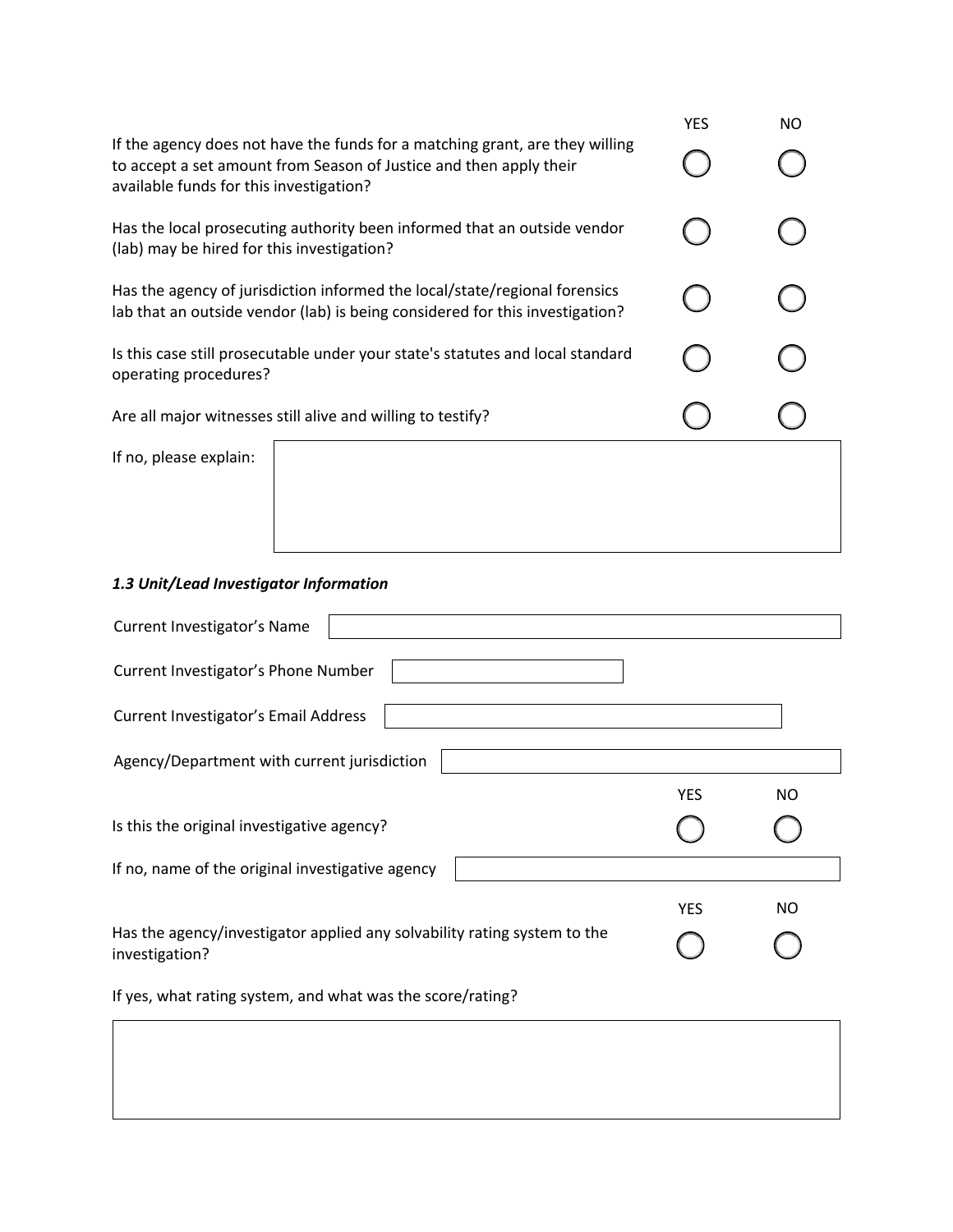| | YES | NO |
|---|---|---|
| If the agency does not have the funds for a matching grant, are they willing to accept a set amount from Season of Justice and then apply their available funds for this investigation? | ○ | ○ |
| Has the local prosecuting authority been informed that an outside vendor (lab) may be hired for this investigation? | ○ | ○ |
| Has the agency of jurisdiction informed the local/state/regional forensics lab that an outside vendor (lab) is being considered for this investigation? | ○ | ○ |
| Is this case still prosecutable under your state's statutes and local standard operating procedures? | ○ | ○ |
| Are all major witnesses still alive and willing to testify? | ○ | ○ |

If no, please explain:

*1.3 Unit/Lead Investigator Information*

Current Investigator's Name

Current Investigator's Phone Number

Current Investigator's Email Address

Agency/Department with current jurisdiction

| | YES | NO |
|---|---|---|
| Is this the original investigative agency? | ○ | ○ |

If no, name of the original investigative agency

| | YES | NO |
|---|---|---|
| Has the agency/investigator applied any solvability rating system to the investigation? | ○ | ○ |

If yes, what rating system, and what was the score/rating?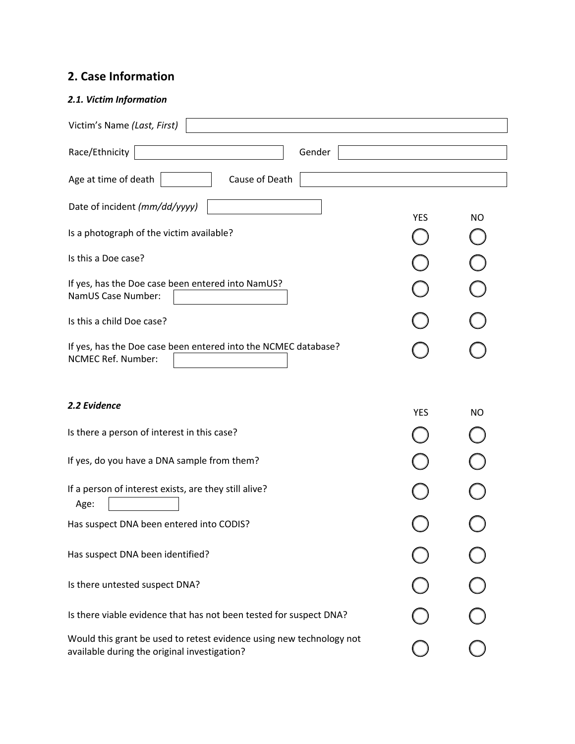## 2. Case Information

### *2.1. Victim Information*

Victim's Name *(Last, First)* \_\_\_\_\_\_\_\_\_\_\_\_

Race/Ethnicity \_\_\_\_\_\_\_\_\_\_\_\_ Gender \_\_\_\_\_\_\_\_\_\_\_\_

Age at time of death \_\_\_\_\_\_ Cause of Death \_\_\_\_\_\_\_\_\_\_\_\_

Date of incident *(mm/dd/yyyy)* \_\_\_\_\_\_\_\_\_\_\_\_

| | YES | NO |
|---|---|---|
| Is a photograph of the victim available? | ◯ | ◯ |
| Is this a Doe case? | ◯ | ◯ |
| If yes, has the Doe case been entered into NamUS?<br>NamUS Case Number: \_\_\_\_\_\_\_\_\_\_\_\_ | ◯ | ◯ |
| Is this a child Doe case? | ◯ | ◯ |
| If yes, has the Doe case been entered into the NCMEC database?<br>NCMEC Ref. Number: \_\_\_\_\_\_\_\_\_\_\_\_ | ◯ | ◯ |

### *2.2 Evidence*

| | YES | NO |
|---|---|---|
| Is there a person of interest in this case? | ◯ | ◯ |
| If yes, do you have a DNA sample from them? | ◯ | ◯ |
| If a person of interest exists, are they still alive?<br>Age: \_\_\_\_\_\_ | ◯ | ◯ |
| Has suspect DNA been entered into CODIS? | ◯ | ◯ |
| Has suspect DNA been identified? | ◯ | ◯ |
| Is there untested suspect DNA? | ◯ | ◯ |
| Is there viable evidence that has not been tested for suspect DNA? | ◯ | ◯ |
| Would this grant be used to retest evidence using new technology not available during the original investigation? | ◯ | ◯ |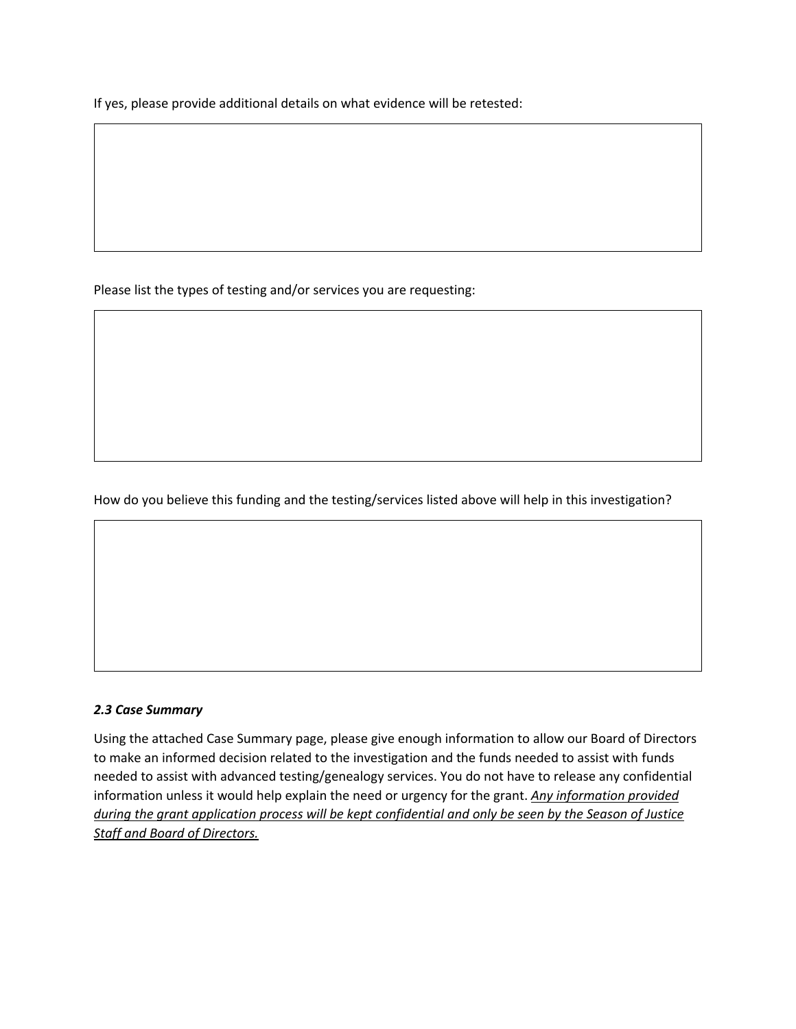If yes, please provide additional details on what evidence will be retested:

Please list the types of testing and/or services you are requesting:

How do you believe this funding and the testing/services listed above will help in this investigation?

### *2.3 Case Summary*

Using the attached Case Summary page, please give enough information to allow our Board of Directors to make an informed decision related to the investigation and the funds needed to assist with funds needed to assist with advanced testing/genealogy services. You do not have to release any confidential information unless it would help explain the need or urgency for the grant. <u>*Any information provided during the grant application process will be kept confidential and only be seen by the Season of Justice Staff and Board of Directors.*</u>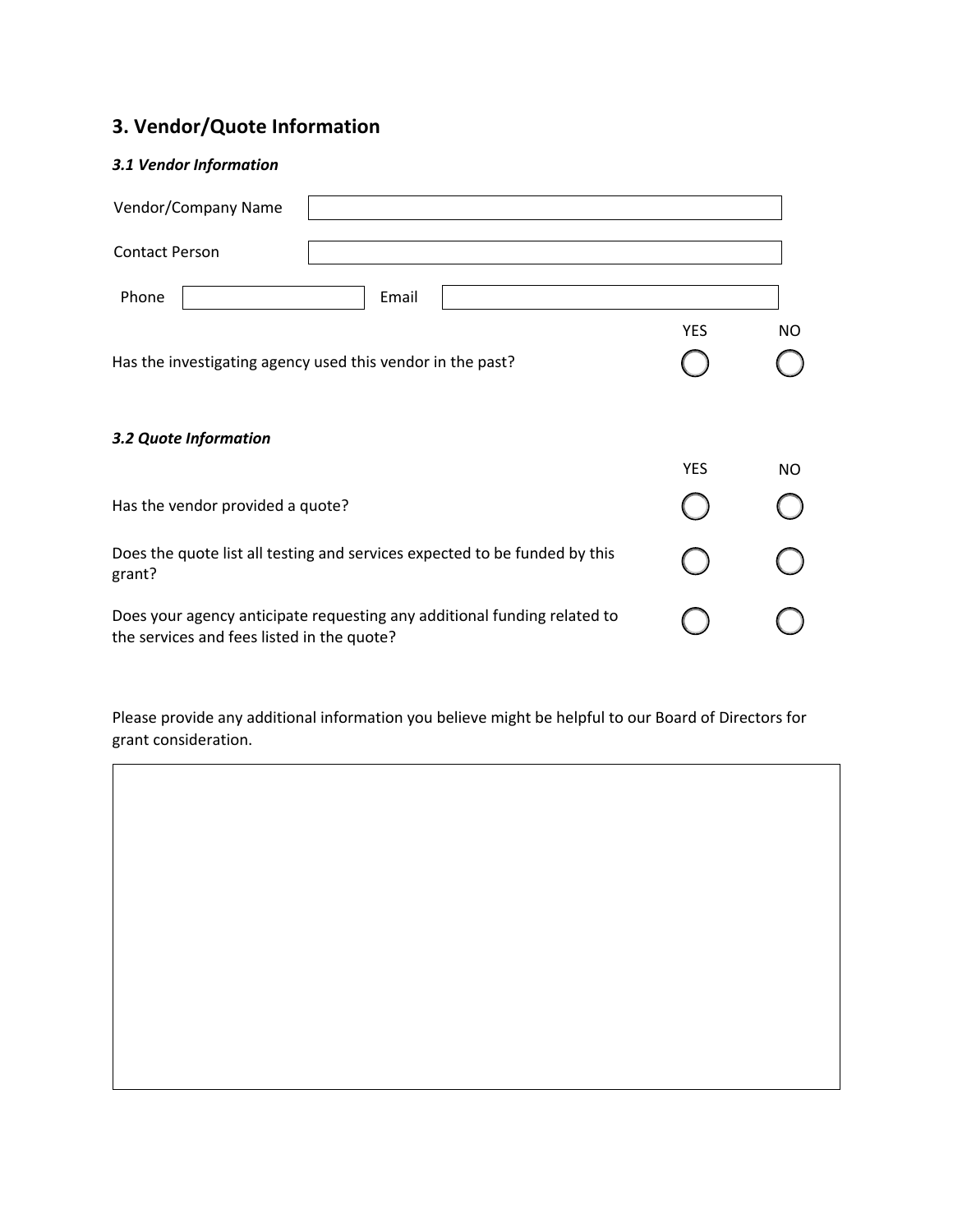## 3. Vendor/Quote Information

### *3.1 Vendor Information*

Vendor/Company Name

Contact Person

Phone Email

| | YES | NO |
|---|---|---|
| Has the investigating agency used this vendor in the past? | ◯ | ◯ |

### *3.2 Quote Information*

| | YES | NO |
|---|---|---|
| Has the vendor provided a quote? | ◯ | ◯ |
| Does the quote list all testing and services expected to be funded by this grant? | ◯ | ◯ |
| Does your agency anticipate requesting any additional funding related to the services and fees listed in the quote? | ◯ | ◯ |

Please provide any additional information you believe might be helpful to our Board of Directors for grant consideration.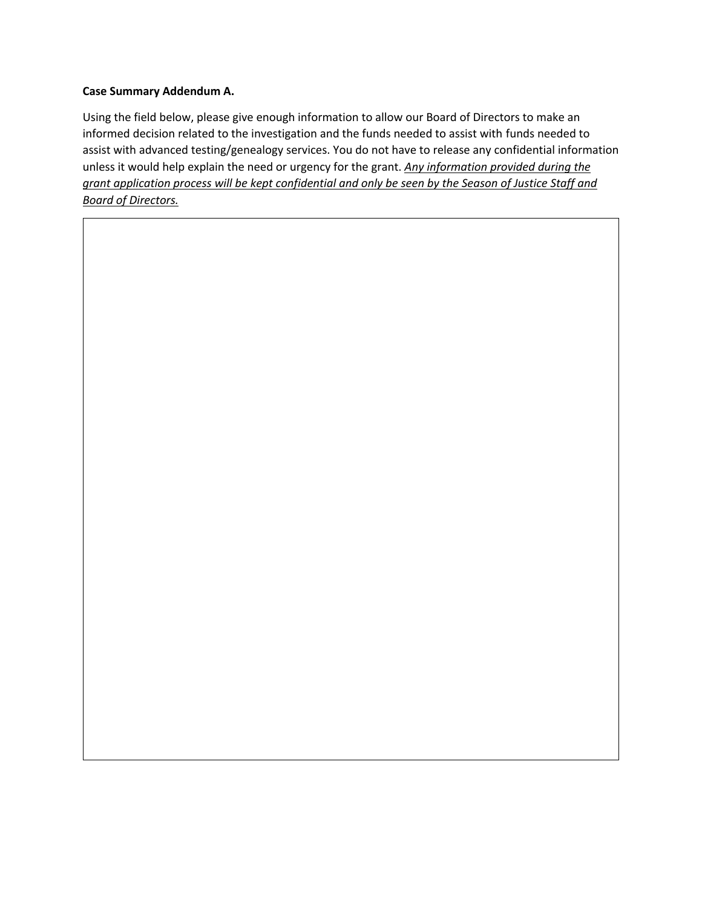**Case Summary Addendum A.**

Using the field below, please give enough information to allow our Board of Directors to make an informed decision related to the investigation and the funds needed to assist with funds needed to assist with advanced testing/genealogy services. You do not have to release any confidential information unless it would help explain the need or urgency for the grant. *Any information provided during the grant application process will be kept confidential and only be seen by the Season of Justice Staff and Board of Directors.*